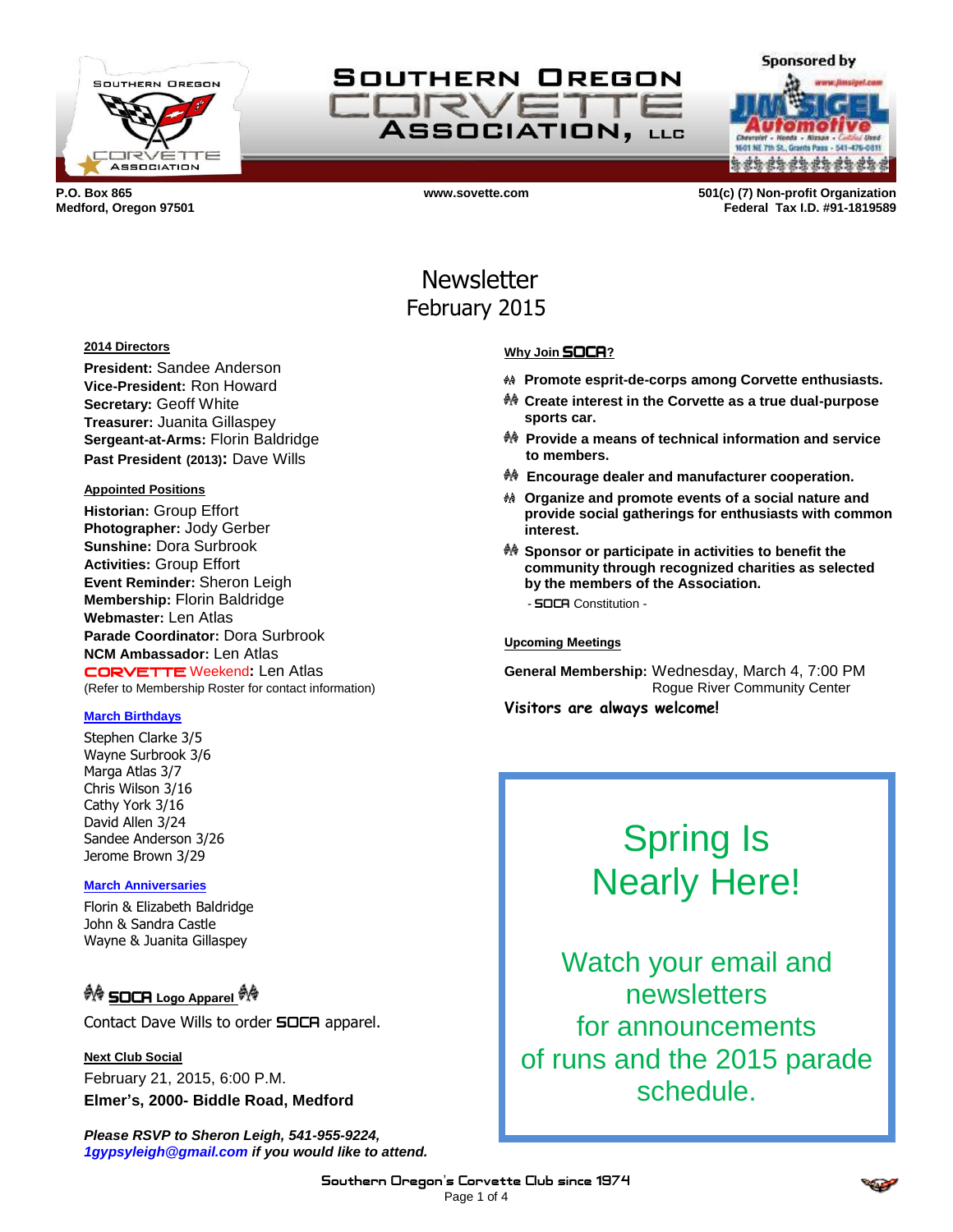# Southern Oregon Corvette Association, LLC

Sponsored by Jim Sigel Automotive

**P.O. Box 865**
**Medford, Oregon 97501**

**www.sovette.com**

**501(c) (7) Non-profit Organization**
**Federal Tax I.D. #91-1819589**

# Newsletter
## February 2015

**2014 Directors**

**President:** Sandee Anderson
**Vice-President:** Ron Howard
**Secretary:** Geoff White
**Treasurer:** Juanita Gillaspey
**Sergeant-at-Arms:** Florin Baldridge
**Past President (2013):** Dave Wills

**Appointed Positions**

**Historian:** Group Effort
**Photographer:** Jody Gerber
**Sunshine:** Dora Surbrook
**Activities:** Group Effort
**Event Reminder:** Sheron Leigh
**Membership:** Florin Baldridge
**Webmaster:** Len Atlas
**Parade Coordinator:** Dora Surbrook
**NCM Ambassador:** Len Atlas
**CORVETTE Weekend:** Len Atlas
(Refer to Membership Roster for contact information)

**March Birthdays**

Stephen Clarke 3/5
Wayne Surbrook 3/6
Marga Atlas 3/7
Chris Wilson 3/16
Cathy York 3/16
David Allen 3/24
Sandee Anderson 3/26
Jerome Brown 3/29

**March Anniversaries**

Florin & Elizabeth Baldridge
John & Sandra Castle
Wayne & Juanita Gillaspey

**SOCA Logo Apparel**

Contact Dave Wills to order SOCA apparel.

**Next Club Social**

February 21, 2015, 6:00 P.M.
**Elmer's, 2000- Biddle Road, Medford**

***Please RSVP to Sheron Leigh, 541-955-9224, 1gypsyleigh@gmail.com if you would like to attend.***

**Why Join SOCA?**

- **Promote esprit-de-corps among Corvette enthusiasts.**
- **Create interest in the Corvette as a true dual-purpose sports car.**
- **Provide a means of technical information and service to members.**
- **Encourage dealer and manufacturer cooperation.**
- **Organize and promote events of a social nature and provide social gatherings for enthusiasts with common interest.**
- **Sponsor or participate in activities to benefit the community through recognized charities as selected by the members of the Association.**

\- SOCA Constitution -

**Upcoming Meetings**

**General Membership:** Wednesday, March 4, 7:00 PM
Rogue River Community Center

**Visitors are always welcome!**

## Spring Is Nearly Here!

Watch your email and newsletters for announcements of runs and the 2015 parade schedule.

Southern Oregon's Corvette Club since 1974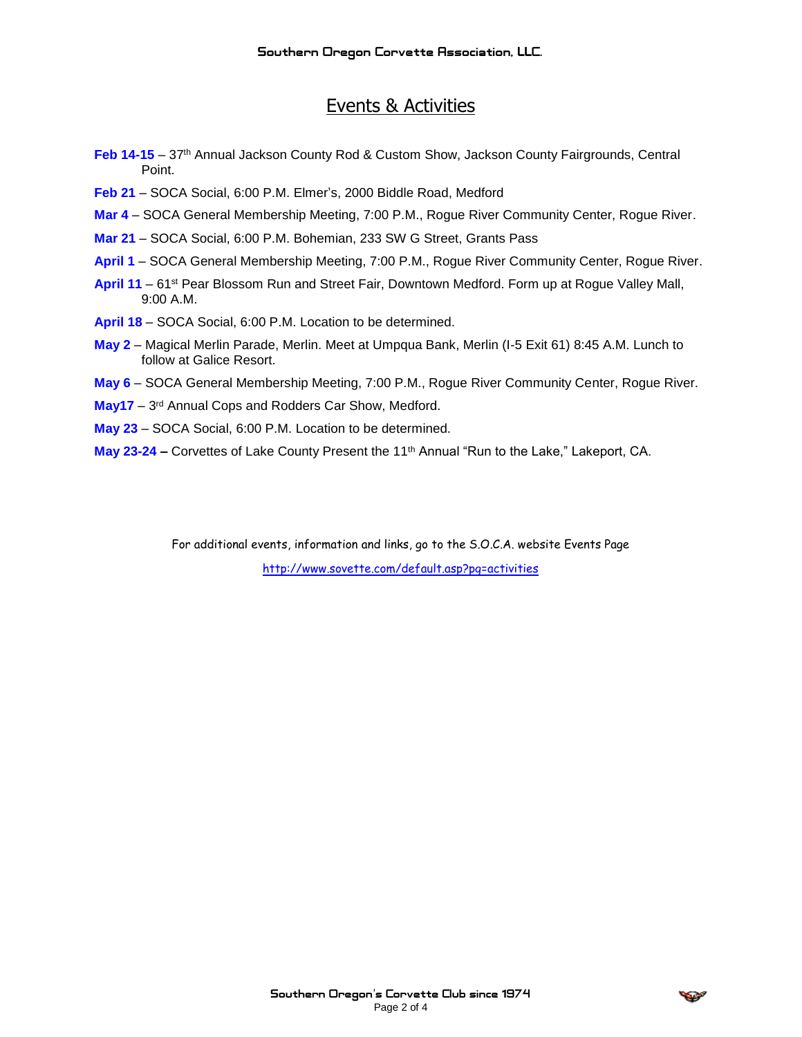# Events & Activities

**Feb 14-15** – 37th Annual Jackson County Rod & Custom Show, Jackson County Fairgrounds, Central Point.

**Feb 21** – SOCA Social, 6:00 P.M. Elmer's, 2000 Biddle Road, Medford

**Mar 4** – SOCA General Membership Meeting, 7:00 P.M., Rogue River Community Center, Rogue River.

**Mar 21** – SOCA Social, 6:00 P.M. Bohemian, 233 SW G Street, Grants Pass

**April 1** – SOCA General Membership Meeting, 7:00 P.M., Rogue River Community Center, Rogue River.

**April 11** – 61st Pear Blossom Run and Street Fair, Downtown Medford. Form up at Rogue Valley Mall, 9:00 A.M.

**April 18** – SOCA Social, 6:00 P.M. Location to be determined.

**May 2** – Magical Merlin Parade, Merlin. Meet at Umpqua Bank, Merlin (I-5 Exit 61) 8:45 A.M. Lunch to follow at Galice Resort.

**May 6** – SOCA General Membership Meeting, 7:00 P.M., Rogue River Community Center, Rogue River.

**May17** – 3rd Annual Cops and Rodders Car Show, Medford.

**May 23** – SOCA Social, 6:00 P.M. Location to be determined.

**May 23-24 –** Corvettes of Lake County Present the 11th Annual "Run to the Lake," Lakeport, CA.

For additional events, information and links, go to the S.O.C.A. website Events Page

http://www.sovette.com/default.asp?pg=activities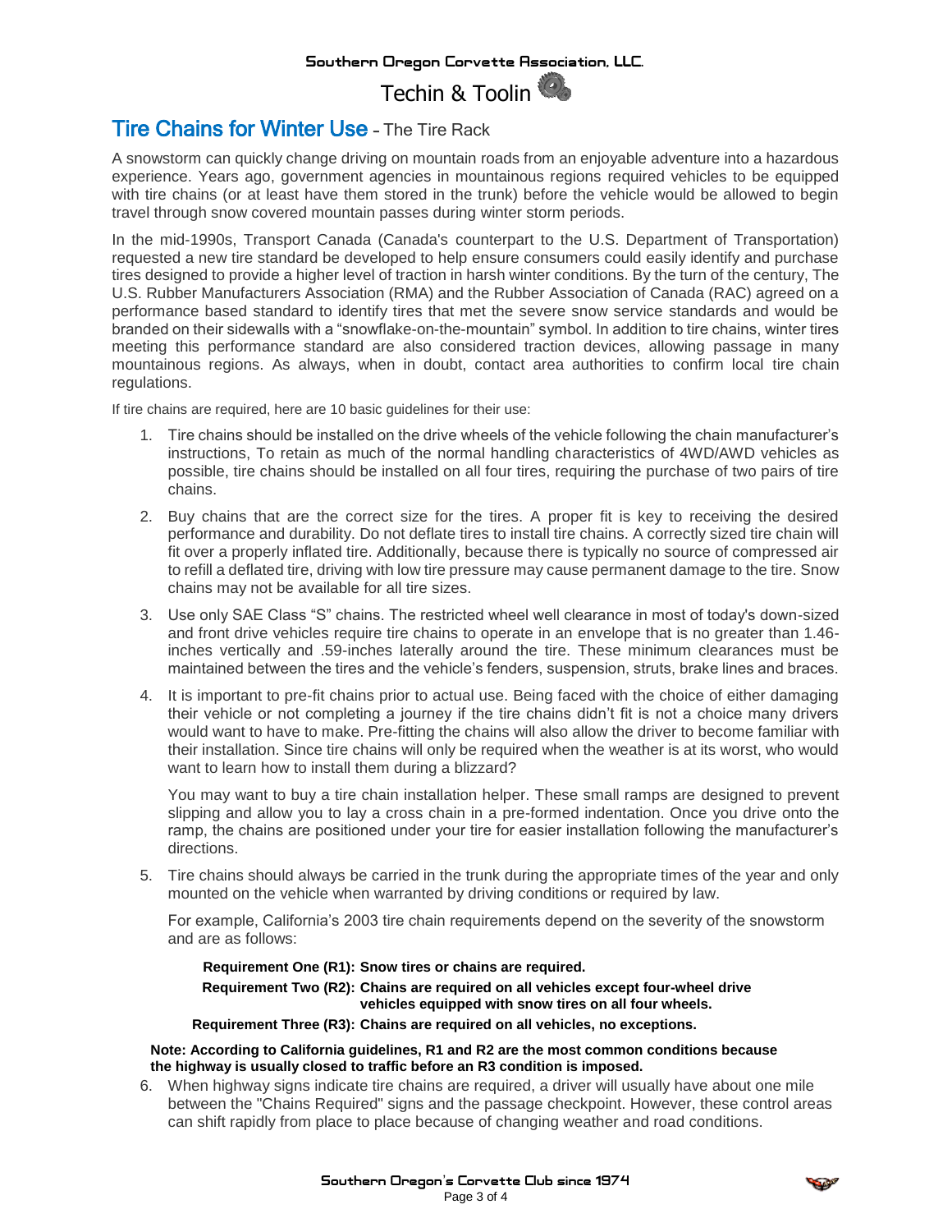## Tire Chains for Winter Use – The Tire Rack

A snowstorm can quickly change driving on mountain roads from an enjoyable adventure into a hazardous experience. Years ago, government agencies in mountainous regions required vehicles to be equipped with tire chains (or at least have them stored in the trunk) before the vehicle would be allowed to begin travel through snow covered mountain passes during winter storm periods.

In the mid-1990s, Transport Canada (Canada's counterpart to the U.S. Department of Transportation) requested a new tire standard be developed to help ensure consumers could easily identify and purchase tires designed to provide a higher level of traction in harsh winter conditions. By the turn of the century, The U.S. Rubber Manufacturers Association (RMA) and the Rubber Association of Canada (RAC) agreed on a performance based standard to identify tires that met the severe snow service standards and would be branded on their sidewalls with a "snowflake-on-the-mountain" symbol. In addition to tire chains, winter tires meeting this performance standard are also considered traction devices, allowing passage in many mountainous regions. As always, when in doubt, contact area authorities to confirm local tire chain regulations.

If tire chains are required, here are 10 basic guidelines for their use:

1. Tire chains should be installed on the drive wheels of the vehicle following the chain manufacturer's instructions, To retain as much of the normal handling characteristics of 4WD/AWD vehicles as possible, tire chains should be installed on all four tires, requiring the purchase of two pairs of tire chains.

2. Buy chains that are the correct size for the tires. A proper fit is key to receiving the desired performance and durability. Do not deflate tires to install tire chains. A correctly sized tire chain will fit over a properly inflated tire. Additionally, because there is typically no source of compressed air to refill a deflated tire, driving with low tire pressure may cause permanent damage to the tire. Snow chains may not be available for all tire sizes.

3. Use only SAE Class "S" chains. The restricted wheel well clearance in most of today's down-sized and front drive vehicles require tire chains to operate in an envelope that is no greater than 1.46-inches vertically and .59-inches laterally around the tire. These minimum clearances must be maintained between the tires and the vehicle's fenders, suspension, struts, brake lines and braces.

4. It is important to pre-fit chains prior to actual use. Being faced with the choice of either damaging their vehicle or not completing a journey if the tire chains didn't fit is not a choice many drivers would want to have to make. Pre-fitting the chains will also allow the driver to become familiar with their installation. Since tire chains will only be required when the weather is at its worst, who would want to learn how to install them during a blizzard?

   You may want to buy a tire chain installation helper. These small ramps are designed to prevent slipping and allow you to lay a cross chain in a pre-formed indentation. Once you drive onto the ramp, the chains are positioned under your tire for easier installation following the manufacturer's directions.

5. Tire chains should always be carried in the trunk during the appropriate times of the year and only mounted on the vehicle when warranted by driving conditions or required by law.

   For example, California's 2003 tire chain requirements depend on the severity of the snowstorm and are as follows:

   **Requirement One (R1): Snow tires or chains are required.**

   **Requirement Two (R2): Chains are required on all vehicles except four-wheel drive vehicles equipped with snow tires on all four wheels.**

   **Requirement Three (R3): Chains are required on all vehicles, no exceptions.**

   **Note: According to California guidelines, R1 and R2 are the most common conditions because the highway is usually closed to traffic before an R3 condition is imposed.**

6. When highway signs indicate tire chains are required, a driver will usually have about one mile between the "Chains Required" signs and the passage checkpoint. However, these control areas can shift rapidly from place to place because of changing weather and road conditions.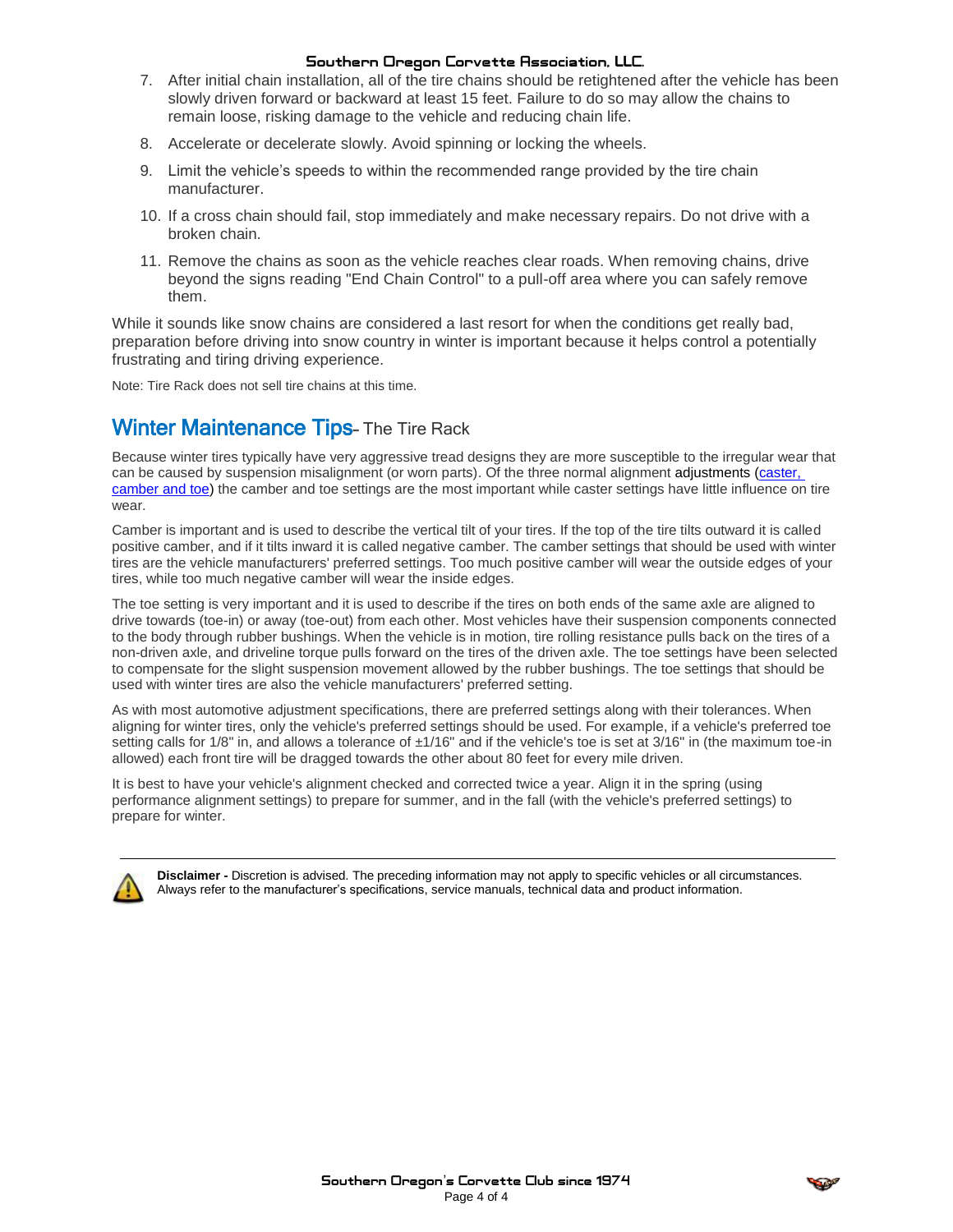7. After initial chain installation, all of the tire chains should be retightened after the vehicle has been slowly driven forward or backward at least 15 feet. Failure to do so may allow the chains to remain loose, risking damage to the vehicle and reducing chain life.
8. Accelerate or decelerate slowly. Avoid spinning or locking the wheels.
9. Limit the vehicle's speeds to within the recommended range provided by the tire chain manufacturer.
10. If a cross chain should fail, stop immediately and make necessary repairs. Do not drive with a broken chain.
11. Remove the chains as soon as the vehicle reaches clear roads. When removing chains, drive beyond the signs reading "End Chain Control" to a pull-off area where you can safely remove them.

While it sounds like snow chains are considered a last resort for when the conditions get really bad, preparation before driving into snow country in winter is important because it helps control a potentially frustrating and tiring driving experience.

Note: Tire Rack does not sell tire chains at this time.

## Winter Maintenance Tips- The Tire Rack

Because winter tires typically have very aggressive tread designs they are more susceptible to the irregular wear that can be caused by suspension misalignment (or worn parts). Of the three normal alignment adjustments (caster, camber and toe) the camber and toe settings are the most important while caster settings have little influence on tire wear.

Camber is important and is used to describe the vertical tilt of your tires. If the top of the tire tilts outward it is called positive camber, and if it tilts inward it is called negative camber. The camber settings that should be used with winter tires are the vehicle manufacturers' preferred settings. Too much positive camber will wear the outside edges of your tires, while too much negative camber will wear the inside edges.

The toe setting is very important and it is used to describe if the tires on both ends of the same axle are aligned to drive towards (toe-in) or away (toe-out) from each other. Most vehicles have their suspension components connected to the body through rubber bushings. When the vehicle is in motion, tire rolling resistance pulls back on the tires of a non-driven axle, and driveline torque pulls forward on the tires of the driven axle. The toe settings have been selected to compensate for the slight suspension movement allowed by the rubber bushings. The toe settings that should be used with winter tires are also the vehicle manufacturers' preferred setting.

As with most automotive adjustment specifications, there are preferred settings along with their tolerances. When aligning for winter tires, only the vehicle's preferred settings should be used. For example, if a vehicle's preferred toe setting calls for 1/8" in, and allows a tolerance of ±1/16" and if the vehicle's toe is set at 3/16" in (the maximum toe-in allowed) each front tire will be dragged towards the other about 80 feet for every mile driven.

It is best to have your vehicle's alignment checked and corrected twice a year. Align it in the spring (using performance alignment settings) to prepare for summer, and in the fall (with the vehicle's preferred settings) to prepare for winter.

---

**Disclaimer -** Discretion is advised. The preceding information may not apply to specific vehicles or all circumstances. Always refer to the manufacturer's specifications, service manuals, technical data and product information.

Southern Oregon's Corvette Club since 1974